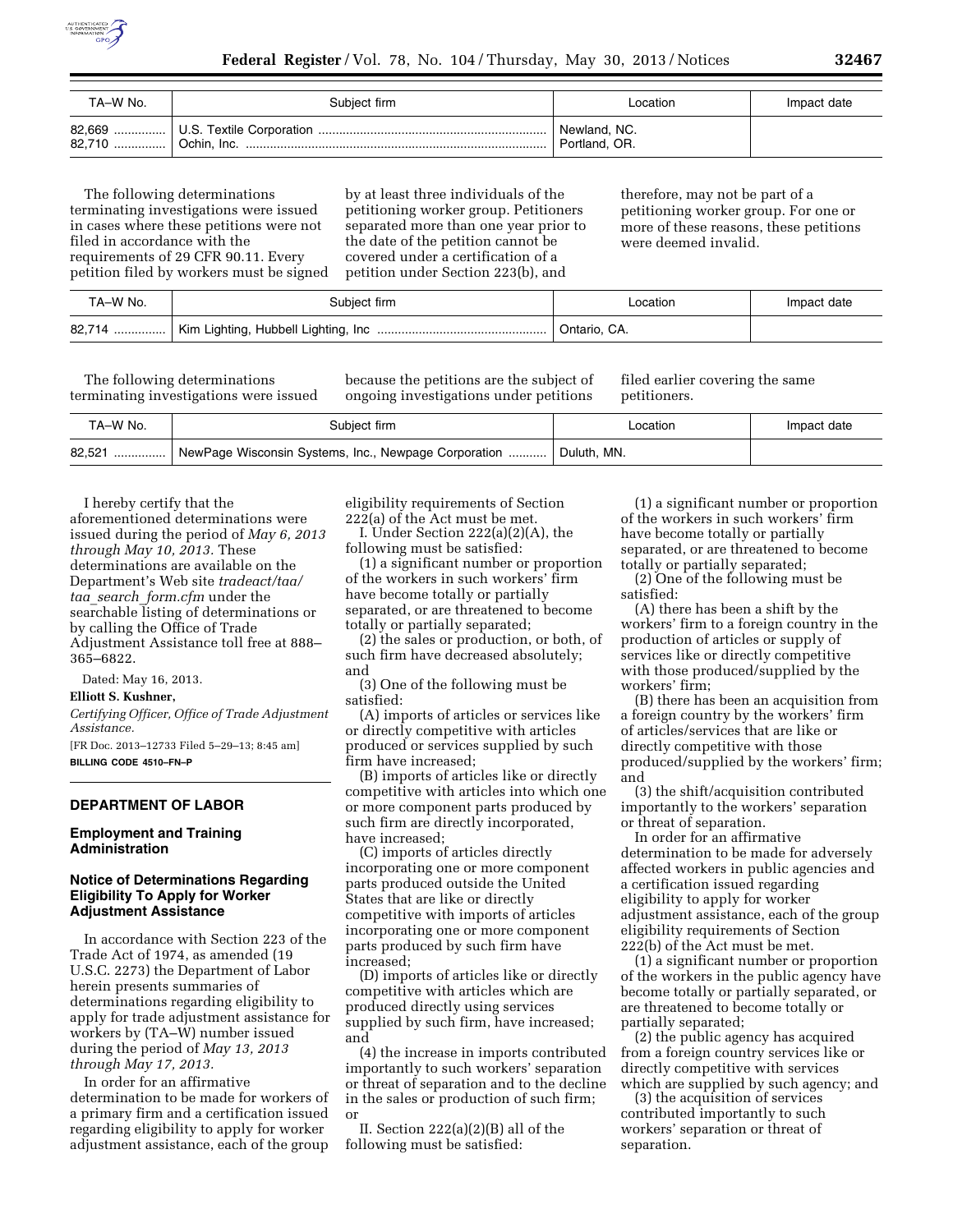| TA–W No. | Subject firm | Location | Impact date |
|---|---|---|---|
| 82,669 | U.S. Textile Corporation | Newland, NC. | |
| 82,710 | Ochin, Inc. | Portland, OR. | |

The following determinations terminating investigations were issued in cases where these petitions were not filed in accordance with the requirements of 29 CFR 90.11. Every petition filed by workers must be signed by at least three individuals of the petitioning worker group. Petitioners separated more than one year prior to the date of the petition cannot be covered under a certification of a petition under Section 223(b), and therefore, may not be part of a petitioning worker group. For one or more of these reasons, these petitions were deemed invalid.

| TA–W No. | Subject firm | Location | Impact date |
|---|---|---|---|
| 82,714 | Kim Lighting, Hubbell Lighting, Inc | Ontario, CA. | |

The following determinations terminating investigations were issued because the petitions are the subject of ongoing investigations under petitions filed earlier covering the same petitioners.

| TA–W No. | Subject firm | Location | Impact date |
|---|---|---|---|
| 82,521 | NewPage Wisconsin Systems, Inc., Newpage Corporation | Duluth, MN. | |

I hereby certify that the aforementioned determinations were issued during the period of *May 6, 2013 through May 10, 2013*. These determinations are available on the Department's Web site *tradeact/taa/taa_search_form.cfm* under the searchable listing of determinations or by calling the Office of Trade Adjustment Assistance toll free at 888–365–6822.

Dated: May 16, 2013.

**Elliott S. Kushner,**

*Certifying Officer, Office of Trade Adjustment Assistance.*

[FR Doc. 2013–12733 Filed 5–29–13; 8:45 am]

**BILLING CODE 4510–FN–P**

## DEPARTMENT OF LABOR

### Employment and Training Administration

### Notice of Determinations Regarding Eligibility To Apply for Worker Adjustment Assistance

In accordance with Section 223 of the Trade Act of 1974, as amended (19 U.S.C. 2273) the Department of Labor herein presents summaries of determinations regarding eligibility to apply for trade adjustment assistance for workers by (TA–W) number issued during the period of *May 13, 2013 through May 17, 2013*.

In order for an affirmative determination to be made for workers of a primary firm and a certification issued regarding eligibility to apply for worker adjustment assistance, each of the group eligibility requirements of Section 222(a) of the Act must be met.

I. Under Section 222(a)(2)(A), the following must be satisfied:

(1) a significant number or proportion of the workers in such workers' firm have become totally or partially separated, or are threatened to become totally or partially separated;

(2) the sales or production, or both, of such firm have decreased absolutely; and

(3) One of the following must be satisfied:

(A) imports of articles or services like or directly competitive with articles produced or services supplied by such firm have increased;

(B) imports of articles like or directly competitive with articles into which one or more component parts produced by such firm are directly incorporated, have increased;

(C) imports of articles directly incorporating one or more component parts produced outside the United States that are like or directly competitive with imports of articles incorporating one or more component parts produced by such firm have increased;

(D) imports of articles like or directly competitive with articles which are produced directly using services supplied by such firm, have increased; and

(4) the increase in imports contributed importantly to such workers' separation or threat of separation and to the decline in the sales or production of such firm; or

II. Section 222(a)(2)(B) all of the following must be satisfied:

(1) a significant number or proportion of the workers in such workers' firm have become totally or partially separated, or are threatened to become totally or partially separated;

(2) One of the following must be satisfied:

(A) there has been a shift by the workers' firm to a foreign country in the production of articles or supply of services like or directly competitive with those produced/supplied by the workers' firm;

(B) there has been an acquisition from a foreign country by the workers' firm of articles/services that are like or directly competitive with those produced/supplied by the workers' firm; and

(3) the shift/acquisition contributed importantly to the workers' separation or threat of separation.

In order for an affirmative determination to be made for adversely affected workers in public agencies and a certification issued regarding eligibility to apply for worker adjustment assistance, each of the group eligibility requirements of Section 222(b) of the Act must be met.

(1) a significant number or proportion of the workers in the public agency have become totally or partially separated, or are threatened to become totally or partially separated;

(2) the public agency has acquired from a foreign country services like or directly competitive with services which are supplied by such agency; and

(3) the acquisition of services contributed importantly to such workers' separation or threat of separation.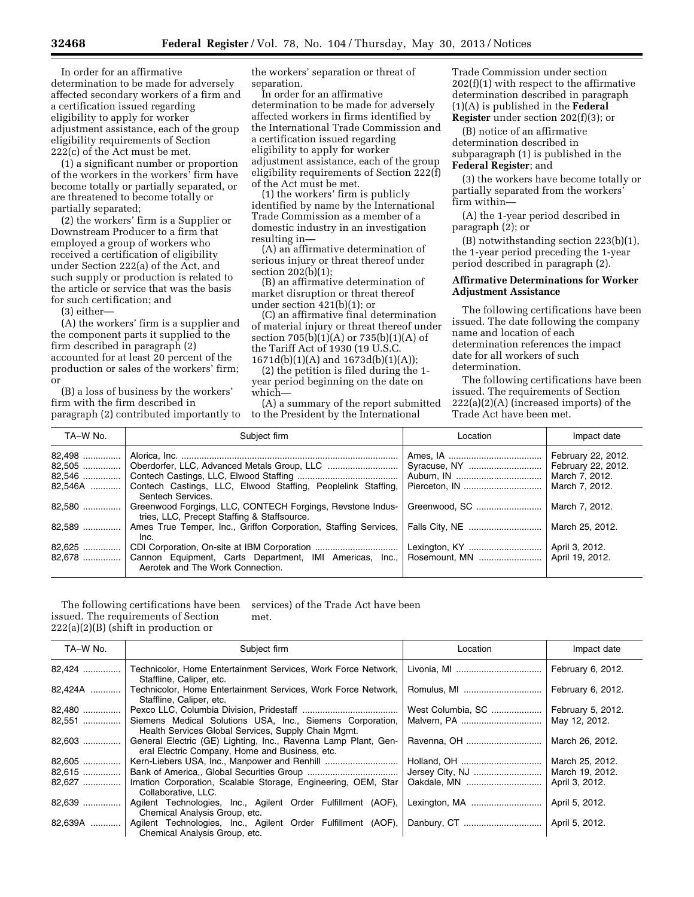In order for an affirmative determination to be made for adversely affected secondary workers of a firm and a certification issued regarding eligibility to apply for worker adjustment assistance, each of the group eligibility requirements of Section 222(c) of the Act must be met.

(1) a significant number or proportion of the workers in the workers' firm have become totally or partially separated, or are threatened to become totally or partially separated;

(2) the workers' firm is a Supplier or Downstream Producer to a firm that employed a group of workers who received a certification of eligibility under Section 222(a) of the Act, and such supply or production is related to the article or service that was the basis for such certification; and

(3) either—

(A) the workers' firm is a supplier and the component parts it supplied to the firm described in paragraph (2) accounted for at least 20 percent of the production or sales of the workers' firm; or

(B) a loss of business by the workers' firm with the firm described in paragraph (2) contributed importantly to the workers' separation or threat of separation.

In order for an affirmative determination to be made for adversely affected workers in firms identified by the International Trade Commission and a certification issued regarding eligibility to apply for worker adjustment assistance, each of the group eligibility requirements of Section 222(f) of the Act must be met.

(1) the workers' firm is publicly identified by name by the International Trade Commission as a member of a domestic industry in an investigation resulting in—

(A) an affirmative determination of serious injury or threat thereof under section 202(b)(1);

(B) an affirmative determination of market disruption or threat thereof under section 421(b)(1); or

(C) an affirmative final determination of material injury or threat thereof under section 705(b)(1)(A) or 735(b)(1)(A) of the Tariff Act of 1930 (19 U.S.C. 1671d(b)(1)(A) and 1673d(b)(1)(A));

(2) the petition is filed during the 1-year period beginning on the date on which—

(A) a summary of the report submitted to the President by the International Trade Commission under section 202(f)(1) with respect to the affirmative determination described in paragraph (1)(A) is published in the **Federal Register** under section 202(f)(3); or

(B) notice of an affirmative determination described in subparagraph (1) is published in the **Federal Register**; and

(3) the workers have become totally or partially separated from the workers' firm within—

(A) the 1-year period described in paragraph (2); or

(B) notwithstanding section 223(b)(1), the 1-year period preceding the 1-year period described in paragraph (2).

**Affirmative Determinations for Worker Adjustment Assistance**

The following certifications have been issued. The date following the company name and location of each determination references the impact date for all workers of such determination.

The following certifications have been issued. The requirements of Section 222(a)(2)(A) (increased imports) of the Trade Act have been met.

| TA–W No. | Subject firm | Location | Impact date |
|---|---|---|---|
| 82,498 | Alorica, Inc. | Ames, IA | February 22, 2012. |
| 82,505 | Oberdorfer, LLC, Advanced Metals Group, LLC | Syracuse, NY | February 22, 2012. |
| 82,546 | Contech Castings, LLC, Elwood Staffing | Auburn, IN | March 7, 2012. |
| 82,546A | Contech Castings, LLC, Elwood Staffing, Peoplelink Staffing, Sentech Services. | Pierceton, IN | March 7, 2012. |
| 82,580 | Greenwood Forgings, LLC, CONTECH Forgings, Revstone Industries, LLC, Precept Staffing & Staffsource. | Greenwood, SC | March 7, 2012. |
| 82,589 | Ames True Temper, Inc., Griffon Corporation, Staffing Services, Inc. | Falls City, NE | March 25, 2012. |
| 82,625 | CDI Corporation, On-site at IBM Corporation | Lexington, KY | April 3, 2012. |
| 82,678 | Cannon Equipment, Carts Department, IMI Americas, Inc., Aerotek and The Work Connection. | Rosemount, MN | April 19, 2012. |

The following certifications have been issued. The requirements of Section 222(a)(2)(B) (shift in production or services) of the Trade Act have been met.

| TA–W No. | Subject firm | Location | Impact date |
|---|---|---|---|
| 82,424 | Technicolor, Home Entertainment Services, Work Force Network, Stafffline, Caliper, etc. | Livonia, MI | February 6, 2012. |
| 82,424A | Technicolor, Home Entertainment Services, Work Force Network, Stafffline, Caliper, etc. | Romulus, MI | February 6, 2012. |
| 82,480 | Pexco LLC, Columbia Division, Pridestaff | West Columbia, SC | February 5, 2012. |
| 82,551 | Siemens Medical Solutions USA, Inc., Siemens Corporation, Health Services Global Services, Supply Chain Mgmt. | Malvern, PA | May 12, 2012. |
| 82,603 | General Electric (GE) Lighting, Inc., Ravenna Lamp Plant, General Electric Company, Home and Business, etc. | Ravenna, OH | March 26, 2012. |
| 82,605 | Kern-Liebers USA, Inc., Manpower and Renhill | Holland, OH | March 25, 2012. |
| 82,615 | Bank of America,, Global Securities Group | Jersey City, NJ | March 19, 2012. |
| 82,627 | Imation Corporation, Scalable Storage, Engineering, OEM, Star Collaborative, LLC. | Oakdale, MN | April 3, 2012. |
| 82,639 | Agilent Technologies, Inc., Agilent Order Fulfillment (AOF), Chemical Analysis Group, etc. | Lexington, MA | April 5, 2012. |
| 82,639A | Agilent Technologies, Inc., Agilent Order Fulfillment (AOF), Chemical Analysis Group, etc. | Danbury, CT | April 5, 2012. |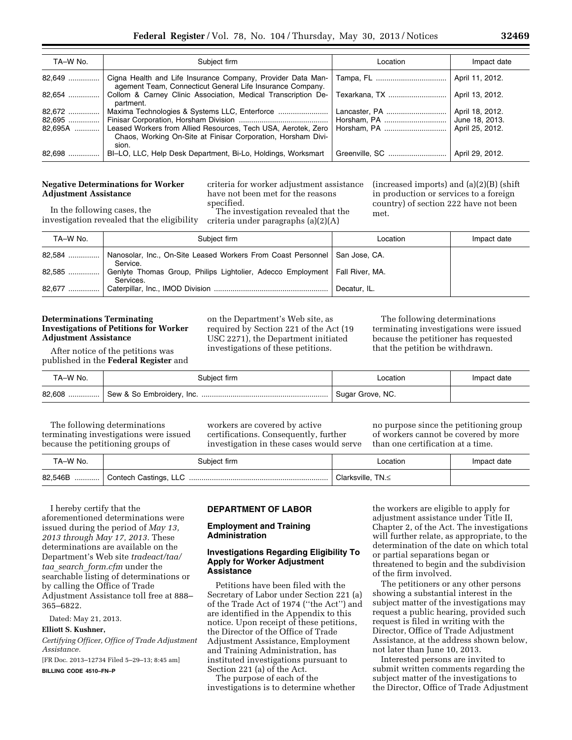| TA–W No. | Subject firm | Location | Impact date |
|---|---|---|---|
| 82,649 | Cigna Health and Life Insurance Company, Provider Data Management Team, Connecticut General Life Insurance Company. | Tampa, FL | April 11, 2012. |
| 82,654 | Collom & Carney Clinic Association, Medical Transcription Department. | Texarkana, TX | April 13, 2012. |
| 82,672 | Maxima Technologies & Systems LLC, Enterforce | Lancaster, PA | April 18, 2012. |
| 82,695 | Finisar Corporation, Horsham Division | Horsham, PA | June 18, 2013. |
| 82,695A | Leased Workers from Allied Resources, Tech USA, Aerotek, Zero Chaos, Working On-Site at Finisar Corporation, Horsham Division. | Horsham, PA | April 25, 2012. |
| 82,698 | BI–LO, LLC, Help Desk Department, Bi-Lo, Holdings, Worksmart | Greenville, SC | April 29, 2012. |

**Negative Determinations for Worker Adjustment Assistance**

In the following cases, the investigation revealed that the eligibility criteria for worker adjustment assistance have not been met for the reasons specified.

The investigation revealed that the criteria under paragraphs (a)(2)(A) (increased imports) and (a)(2)(B) (shift in production or services to a foreign country) of section 222 have not been met.

| TA–W No. | Subject firm | Location | Impact date |
|---|---|---|---|
| 82,584 | Nanosolar, Inc., On-Site Leased Workers From Coast Personnel Service. | San Jose, CA. | |
| 82,585 | Genlyte Thomas Group, Philips Lightolier, Adecco Employment Services. | Fall River, MA. | |
| 82,677 | Caterpillar, Inc., IMOD Division | Decatur, IL. | |

**Determinations Terminating Investigations of Petitions for Worker Adjustment Assistance**

After notice of the petitions was published in the **Federal Register** and on the Department's Web site, as required by Section 221 of the Act (19 USC 2271), the Department initiated investigations of these petitions.

The following determinations terminating investigations were issued because the petitioner has requested that the petition be withdrawn.

| TA–W No. | Subject firm | Location | Impact date |
|---|---|---|---|
| 82,608 | Sew & So Embroidery, Inc. | Sugar Grove, NC. | |

The following determinations terminating investigations were issued because the petitioning groups of workers are covered by active certifications. Consequently, further investigation in these cases would serve no purpose since the petitioning group of workers cannot be covered by more than one certification at a time.

| TA–W No. | Subject firm | Location | Impact date |
|---|---|---|---|
| 82,546B | Contech Castings, LLC | Clarksville, TN.≤ | |

I hereby certify that the aforementioned determinations were issued during the period of *May 13, 2013 through May 17, 2013.* These determinations are available on the Department's Web site *tradeact/taa/taa_search_form.cfm* under the searchable listing of determinations or by calling the Office of Trade Adjustment Assistance toll free at 888–365–6822.

Dated: May 21, 2013.

**Elliott S. Kushner,**

*Certifying Officer, Office of Trade Adjustment Assistance.*

[FR Doc. 2013–12734 Filed 5–29–13; 8:45 am]

**BILLING CODE 4510–FN–P**

## DEPARTMENT OF LABOR

### Employment and Training Administration

### Investigations Regarding Eligibility To Apply for Worker Adjustment Assistance

Petitions have been filed with the Secretary of Labor under Section 221 (a) of the Trade Act of 1974 ("the Act") and are identified in the Appendix to this notice. Upon receipt of these petitions, the Director of the Office of Trade Adjustment Assistance, Employment and Training Administration, has instituted investigations pursuant to Section 221 (a) of the Act.

The purpose of each of the investigations is to determine whether the workers are eligible to apply for adjustment assistance under Title II, Chapter 2, of the Act. The investigations will further relate, as appropriate, to the determination of the date on which total or partial separations began or threatened to begin and the subdivision of the firm involved.

The petitioners or any other persons showing a substantial interest in the subject matter of the investigations may request a public hearing, provided such request is filed in writing with the Director, Office of Trade Adjustment Assistance, at the address shown below, not later than June 10, 2013.

Interested persons are invited to submit written comments regarding the subject matter of the investigations to the Director, Office of Trade Adjustment